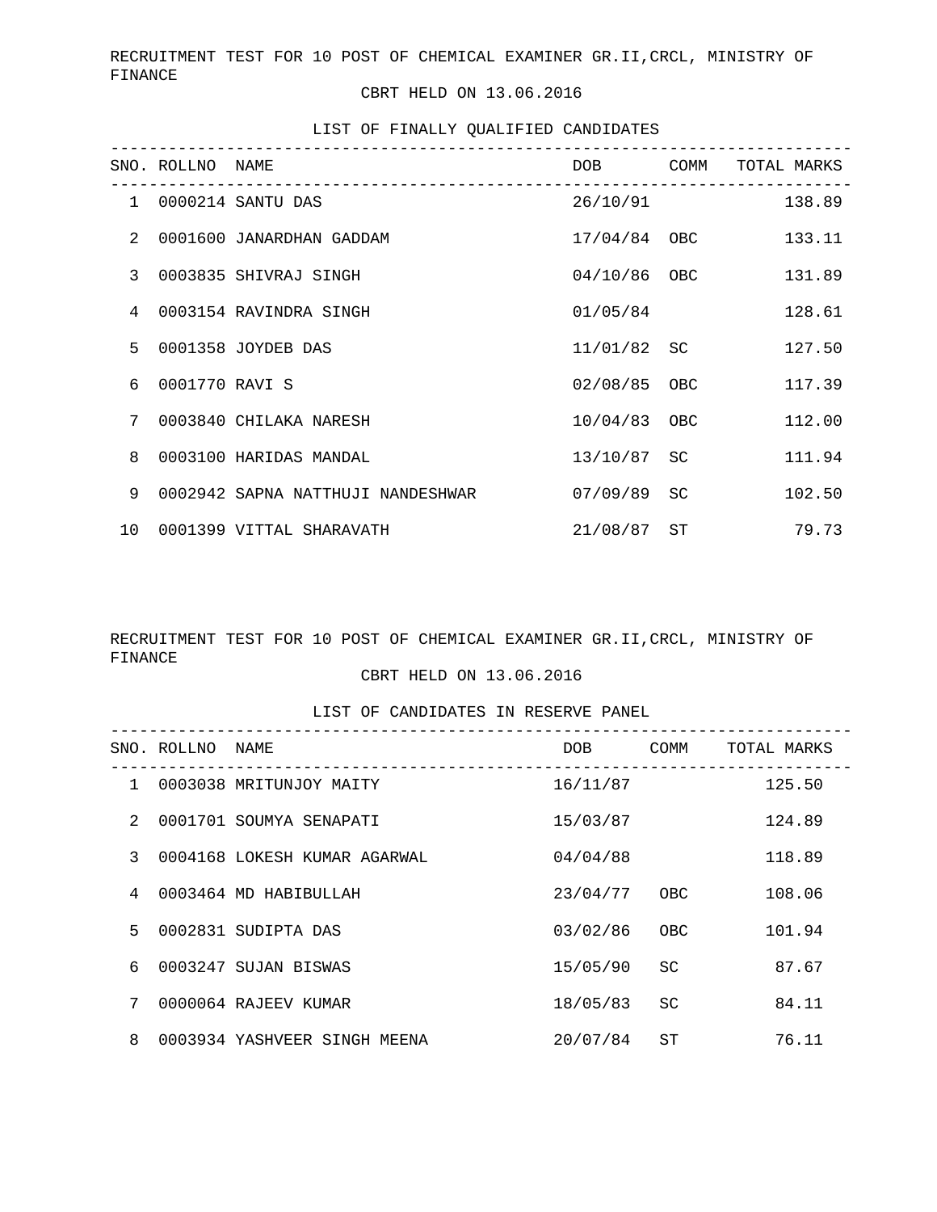RECRUITMENT TEST FOR 10 POST OF CHEMICAL EXAMINER GR.II,CRCL, MINISTRY OF FINANCE

CBRT HELD ON 13.06.2016

LIST OF FINALLY QUALIFIED CANDIDATES

| SNO. | ROLLNO | NAME | DOB | COMM | TOTAL MARKS |
|---|---|---|---|---|---|
| 1 | 0000214 | SANTU DAS | 26/10/91 | | 138.89 |
| 2 | 0001600 | JANARDHAN GADDAM | 17/04/84 | OBC | 133.11 |
| 3 | 0003835 | SHIVRAJ SINGH | 04/10/86 | OBC | 131.89 |
| 4 | 0003154 | RAVINDRA SINGH | 01/05/84 | | 128.61 |
| 5 | 0001358 | JOYDEB DAS | 11/01/82 | SC | 127.50 |
| 6 | 0001770 | RAVI S | 02/08/85 | OBC | 117.39 |
| 7 | 0003840 | CHILAKA NARESH | 10/04/83 | OBC | 112.00 |
| 8 | 0003100 | HARIDAS MANDAL | 13/10/87 | SC | 111.94 |
| 9 | 0002942 | SAPNA NATTHUJI NANDESHWAR | 07/09/89 | SC | 102.50 |
| 10 | 0001399 | VITTAL SHARAVATH | 21/08/87 | ST | 79.73 |

RECRUITMENT TEST FOR 10 POST OF CHEMICAL EXAMINER GR.II,CRCL, MINISTRY OF FINANCE

CBRT HELD ON 13.06.2016

LIST OF CANDIDATES IN RESERVE PANEL

| SNO. | ROLLNO | NAME | DOB | COMM | TOTAL MARKS |
|---|---|---|---|---|---|
| 1 | 0003038 | MRITUNJOY MAITY | 16/11/87 | | 125.50 |
| 2 | 0001701 | SOUMYA SENAPATI | 15/03/87 | | 124.89 |
| 3 | 0004168 | LOKESH KUMAR AGARWAL | 04/04/88 | | 118.89 |
| 4 | 0003464 | MD HABIBULLAH | 23/04/77 | OBC | 108.06 |
| 5 | 0002831 | SUDIPTA DAS | 03/02/86 | OBC | 101.94 |
| 6 | 0003247 | SUJAN BISWAS | 15/05/90 | SC | 87.67 |
| 7 | 0000064 | RAJEEV KUMAR | 18/05/83 | SC | 84.11 |
| 8 | 0003934 | YASHVEER SINGH MEENA | 20/07/84 | ST | 76.11 |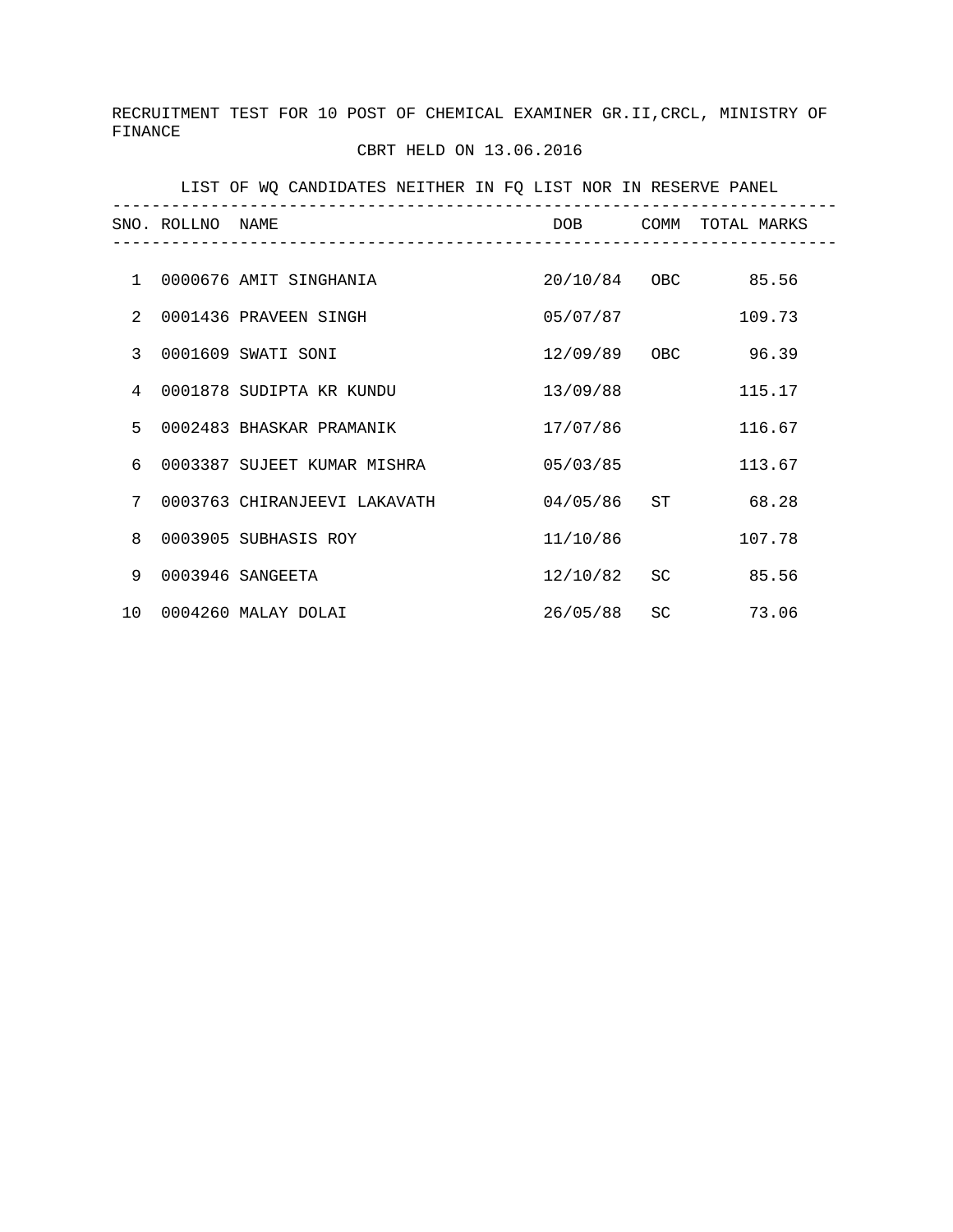RECRUITMENT TEST FOR 10 POST OF CHEMICAL EXAMINER GR.II,CRCL, MINISTRY OF FINANCE

CBRT HELD ON 13.06.2016

LIST OF WQ CANDIDATES NEITHER IN FQ LIST NOR IN RESERVE PANEL

| SNO. | ROLLNO | NAME | DOB | COMM | TOTAL MARKS |
|---|---|---|---|---|---|
| 1 | 0000676 | AMIT SINGHANIA | 20/10/84 | OBC | 85.56 |
| 2 | 0001436 | PRAVEEN SINGH | 05/07/87 | | 109.73 |
| 3 | 0001609 | SWATI SONI | 12/09/89 | OBC | 96.39 |
| 4 | 0001878 | SUDIPTA KR KUNDU | 13/09/88 | | 115.17 |
| 5 | 0002483 | BHASKAR PRAMANIK | 17/07/86 | | 116.67 |
| 6 | 0003387 | SUJEET KUMAR MISHRA | 05/03/85 | | 113.67 |
| 7 | 0003763 | CHIRANJEEVI LAKAVATH | 04/05/86 | ST | 68.28 |
| 8 | 0003905 | SUBHASIS ROY | 11/10/86 | | 107.78 |
| 9 | 0003946 | SANGEETA | 12/10/82 | SC | 85.56 |
| 10 | 0004260 | MALAY DOLAI | 26/05/88 | SC | 73.06 |